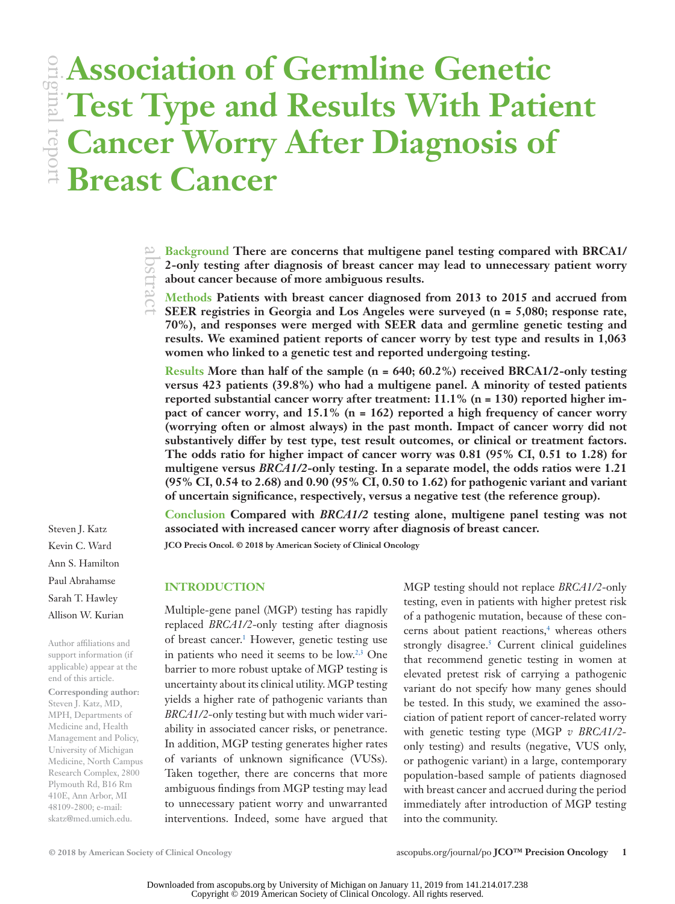original report

# Association of Germline Genetic Test Type and Results With Patient Cancer Worry After Diagnosis of Breast Cancer

abstract

**Background** **There are concerns that multigene panel testing compared with BRCA1/2-only testing after diagnosis of breast cancer may lead to unnecessary patient worry about cancer because of more ambiguous results.**

**Methods** **Patients with breast cancer diagnosed from 2013 to 2015 and accrued from SEER registries in Georgia and Los Angeles were surveyed (n = 5,080; response rate, 70%), and responses were merged with SEER data and germline genetic testing and results. We examined patient reports of cancer worry by test type and results in 1,063 women who linked to a genetic test and reported undergoing testing.**

**Results** **More than half of the sample (n = 640; 60.2%) received BRCA1/2-only testing versus 423 patients (39.8%) who had a multigene panel. A minority of tested patients reported substantial cancer worry after treatment: 11.1% (n = 130) reported higher impact of cancer worry, and 15.1% (n = 162) reported a high frequency of cancer worry (worrying often or almost always) in the past month. Impact of cancer worry did not substantively differ by test type, test result outcomes, or clinical or treatment factors. The odds ratio for higher impact of cancer worry was 0.81 (95% CI, 0.51 to 1.28) for multigene versus *BRCA1/2*-only testing. In a separate model, the odds ratios were 1.21 (95% CI, 0.54 to 2.68) and 0.90 (95% CI, 0.50 to 1.62) for pathogenic variant and variant of uncertain significance, respectively, versus a negative test (the reference group).**

**Conclusion** **Compared with *BRCA1/2* testing alone, multigene panel testing was not associated with increased cancer worry after diagnosis of breast cancer.**

**JCO Precis Oncol. © 2018 by American Society of Clinical Oncology**

Steven J. Katz
Kevin C. Ward
Ann S. Hamilton
Paul Abrahamse
Sarah T. Hawley
Allison W. Kurian

Author affiliations and support information (if applicable) appear at the end of this article.

**Corresponding author:** Steven J. Katz, MD, MPH, Departments of Medicine and, Health Management and Policy, University of Michigan Medicine, North Campus Research Complex, 2800 Plymouth Rd, B16 Rm 410E, Ann Arbor, MI 48109-2800; e-mail: skatz@med.umich.edu.

## INTRODUCTION

Multiple-gene panel (MGP) testing has rapidly replaced *BRCA1/2*-only testing after diagnosis of breast cancer.[1] However, genetic testing use in patients who need it seems to be low.[2,3] One barrier to more robust uptake of MGP testing is uncertainty about its clinical utility. MGP testing yields a higher rate of pathogenic variants than *BRCA1/2*-only testing but with much wider variability in associated cancer risks, or penetrance. In addition, MGP testing generates higher rates of variants of unknown significance (VUSs). Taken together, there are concerns that more ambiguous findings from MGP testing may lead to unnecessary patient worry and unwarranted interventions. Indeed, some have argued that MGP testing should not replace *BRCA1/2*-only testing, even in patients with higher pretest risk of a pathogenic mutation, because of these concerns about patient reactions,[4] whereas others strongly disagree.[5] Current clinical guidelines that recommend genetic testing in women at elevated pretest risk of carrying a pathogenic variant do not specify how many genes should be tested. In this study, we examined the association of patient report of cancer-related worry with genetic testing type (MGP *v* *BRCA1/2*-only testing) and results (negative, VUS only, or pathogenic variant) in a large, contemporary population-based sample of patients diagnosed with breast cancer and accrued during the period immediately after introduction of MGP testing into the community.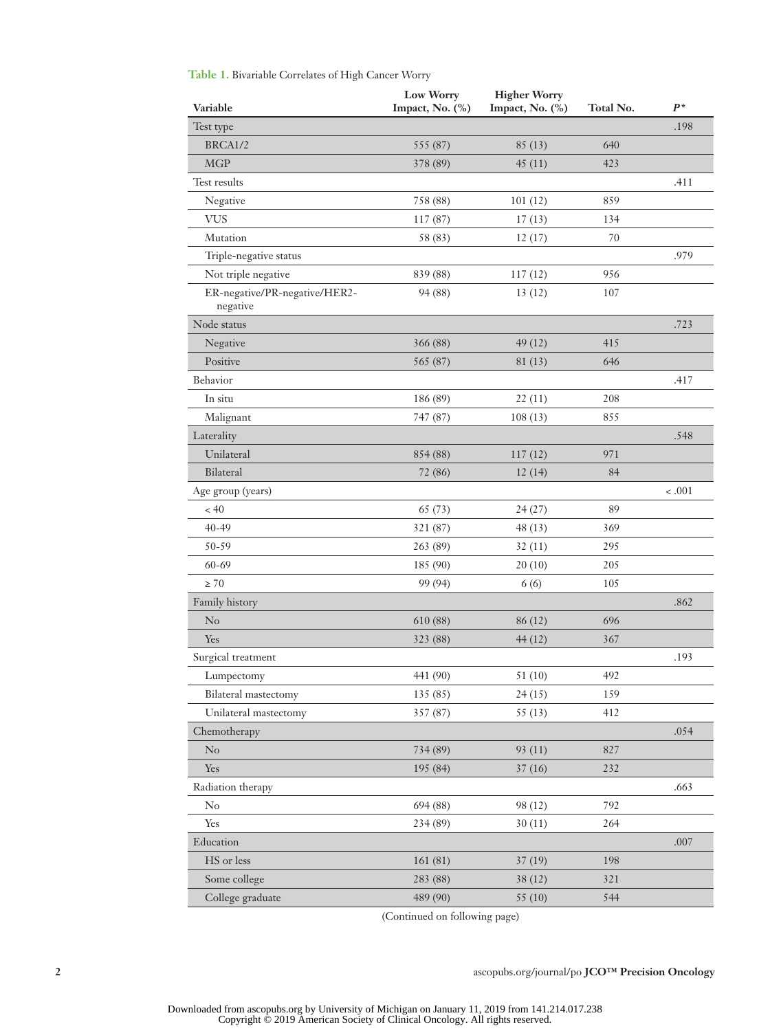**Table 1.** Bivariable Correlates of High Cancer Worry

| Variable | Low Worry Impact, No. (%) | Higher Worry Impact, No. (%) | Total No. | *P** |
|---|---|---|---|---|
| Test type | | | | .198 |
| BRCA1/2 | 555 (87) | 85 (13) | 640 | |
| MGP | 378 (89) | 45 (11) | 423 | |
| Test results | | | | .411 |
| Negative | 758 (88) | 101 (12) | 859 | |
| VUS | 117 (87) | 17 (13) | 134 | |
| Mutation | 58 (83) | 12 (17) | 70 | |
| Triple-negative status | | | | .979 |
| Not triple negative | 839 (88) | 117 (12) | 956 | |
| ER-negative/PR-negative/HER2-negative | 94 (88) | 13 (12) | 107 | |
| Node status | | | | .723 |
| Negative | 366 (88) | 49 (12) | 415 | |
| Positive | 565 (87) | 81 (13) | 646 | |
| Behavior | | | | .417 |
| In situ | 186 (89) | 22 (11) | 208 | |
| Malignant | 747 (87) | 108 (13) | 855 | |
| Laterality | | | | .548 |
| Unilateral | 854 (88) | 117 (12) | 971 | |
| Bilateral | 72 (86) | 12 (14) | 84 | |
| Age group (years) | | | | < .001 |
| < 40 | 65 (73) | 24 (27) | 89 | |
| 40-49 | 321 (87) | 48 (13) | 369 | |
| 50-59 | 263 (89) | 32 (11) | 295 | |
| 60-69 | 185 (90) | 20 (10) | 205 | |
| ≥ 70 | 99 (94) | 6 (6) | 105 | |
| Family history | | | | .862 |
| No | 610 (88) | 86 (12) | 696 | |
| Yes | 323 (88) | 44 (12) | 367 | |
| Surgical treatment | | | | .193 |
| Lumpectomy | 441 (90) | 51 (10) | 492 | |
| Bilateral mastectomy | 135 (85) | 24 (15) | 159 | |
| Unilateral mastectomy | 357 (87) | 55 (13) | 412 | |
| Chemotherapy | | | | .054 |
| No | 734 (89) | 93 (11) | 827 | |
| Yes | 195 (84) | 37 (16) | 232 | |
| Radiation therapy | | | | .663 |
| No | 694 (88) | 98 (12) | 792 | |
| Yes | 234 (89) | 30 (11) | 264 | |
| Education | | | | .007 |
| HS or less | 161 (81) | 37 (19) | 198 | |
| Some college | 283 (88) | 38 (12) | 321 | |
| College graduate | 489 (90) | 55 (10) | 544 | |

(Continued on following page)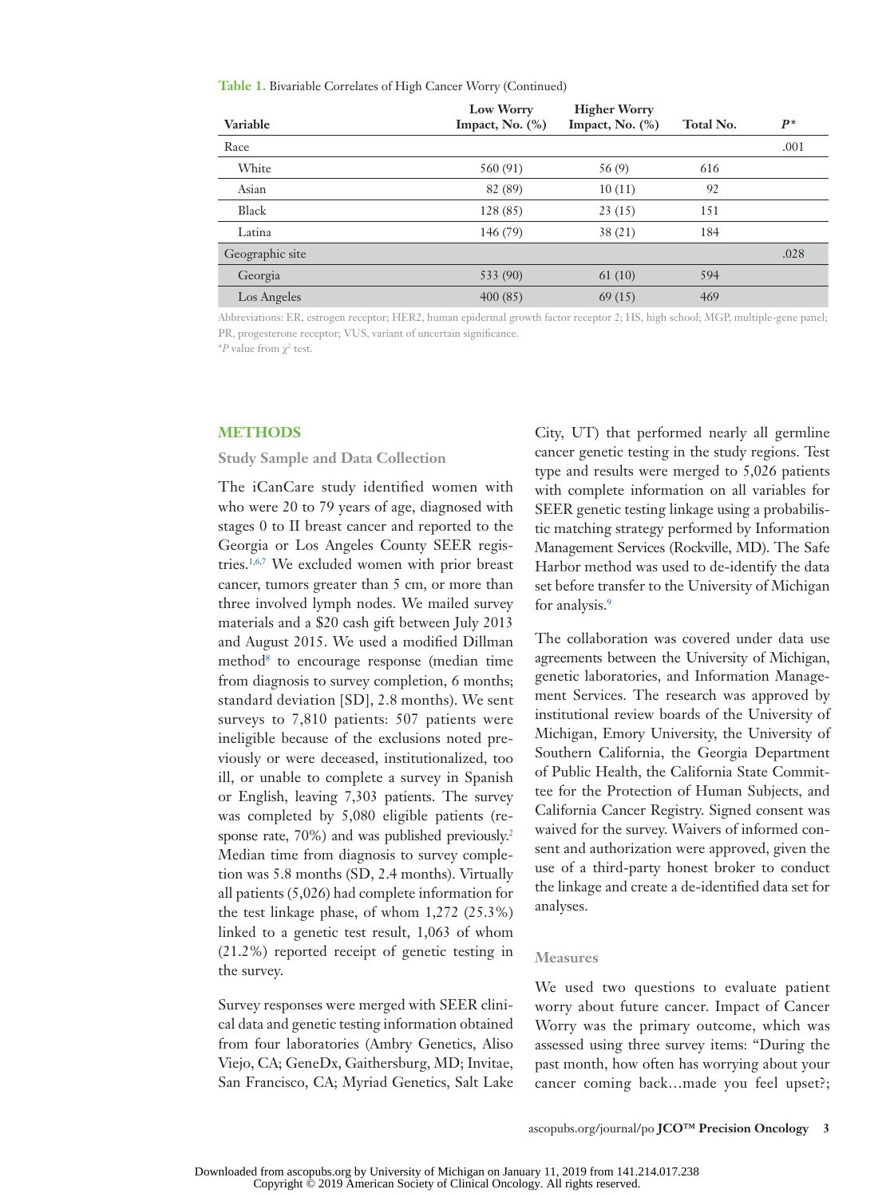**Table 1.** Bivariable Correlates of High Cancer Worry (Continued)

| Variable | Low Worry Impact, No. (%) | Higher Worry Impact, No. (%) | Total No. | $P$* |
|---|---|---|---|---|
| Race | | | | .001 |
| White | 560 (91) | 56 (9) | 616 | |
| Asian | 82 (89) | 10 (11) | 92 | |
| Black | 128 (85) | 23 (15) | 151 | |
| Latina | 146 (79) | 38 (21) | 184 | |
| Geographic site | | | | .028 |
| Georgia | 533 (90) | 61 (10) | 594 | |
| Los Angeles | 400 (85) | 69 (15) | 469 | |

Abbreviations: ER, estrogen receptor; HER2, human epidermal growth factor receptor 2; HS, high school; MGP, multiple-gene panel; PR, progesterone receptor; VUS, variant of uncertain significance.

*$P$ value from $\chi^2$ test.

## METHODS

### Study Sample and Data Collection

The iCanCare study identified women with who were 20 to 79 years of age, diagnosed with stages 0 to II breast cancer and reported to the Georgia or Los Angeles County SEER registries.[1,6,7] We excluded women with prior breast cancer, tumors greater than 5 cm, or more than three involved lymph nodes. We mailed survey materials and a $20 cash gift between July 2013 and August 2015. We used a modified Dillman method[8] to encourage response (median time from diagnosis to survey completion, 6 months; standard deviation [SD], 2.8 months). We sent surveys to 7,810 patients: 507 patients were ineligible because of the exclusions noted previously or were deceased, institutionalized, too ill, or unable to complete a survey in Spanish or English, leaving 7,303 patients. The survey was completed by 5,080 eligible patients (response rate, 70%) and was published previously.[2] Median time from diagnosis to survey completion was 5.8 months (SD, 2.4 months). Virtually all patients (5,026) had complete information for the test linkage phase, of whom 1,272 (25.3%) linked to a genetic test result, 1,063 of whom (21.2%) reported receipt of genetic testing in the survey.

Survey responses were merged with SEER clinical data and genetic testing information obtained from four laboratories (Ambry Genetics, Aliso Viejo, CA; GeneDx, Gaithersburg, MD; Invitae, San Francisco, CA; Myriad Genetics, Salt Lake City, UT) that performed nearly all germline cancer genetic testing in the study regions. Test type and results were merged to 5,026 patients with complete information on all variables for SEER genetic testing linkage using a probabilistic matching strategy performed by Information Management Services (Rockville, MD). The Safe Harbor method was used to de-identify the data set before transfer to the University of Michigan for analysis.[9]

The collaboration was covered under data use agreements between the University of Michigan, genetic laboratories, and Information Management Services. The research was approved by institutional review boards of the University of Michigan, Emory University, the University of Southern California, the Georgia Department of Public Health, the California State Committee for the Protection of Human Subjects, and California Cancer Registry. Signed consent was waived for the survey. Waivers of informed consent and authorization were approved, given the use of a third-party honest broker to conduct the linkage and create a de-identified data set for analyses.

### Measures

We used two questions to evaluate patient worry about future cancer. Impact of Cancer Worry was the primary outcome, which was assessed using three survey items: "During the past month, how often has worrying about your cancer coming back…made you feel upset?;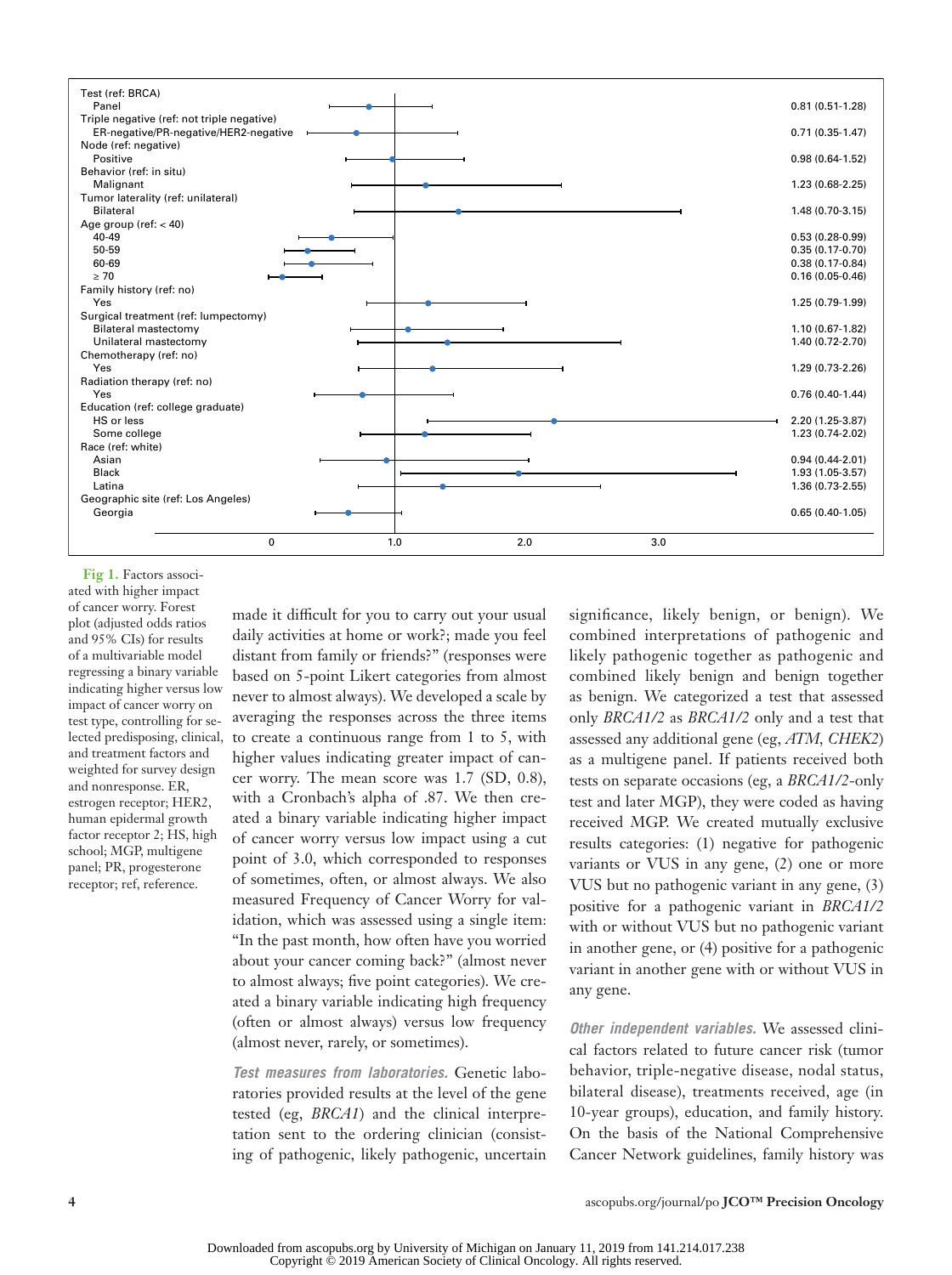| Factor | Adjusted OR (95% CI) |
|---|---|
| **Test (ref: BRCA)** | |
| Panel | 0.81 (0.51-1.28) |
| **Triple negative (ref: not triple negative)** | |
| ER-negative/PR-negative/HER2-negative | 0.71 (0.35-1.47) |
| **Node (ref: negative)** | |
| Positive | 0.98 (0.64-1.52) |
| **Behavior (ref: in situ)** | |
| Malignant | 1.23 (0.68-2.25) |
| **Tumor laterality (ref: unilateral)** | |
| Bilateral | 1.48 (0.70-3.15) |
| **Age group (ref: < 40)** | |
| 40-49 | 0.53 (0.28-0.99) |
| 50-59 | 0.35 (0.17-0.70) |
| 60-69 | 0.38 (0.17-0.84) |
| ≥ 70 | 0.16 (0.05-0.46) |
| **Family history (ref: no)** | |
| Yes | 1.25 (0.79-1.99) |
| **Surgical treatment (ref: lumpectomy)** | |
| Bilateral mastectomy | 1.10 (0.67-1.82) |
| Unilateral mastectomy | 1.40 (0.72-2.70) |
| **Chemotherapy (ref: no)** | |
| Yes | 1.29 (0.73-2.26) |
| **Radiation therapy (ref: no)** | |
| Yes | 0.76 (0.40-1.44) |
| **Education (ref: college graduate)** | |
| HS or less | 2.20 (1.25-3.87) |
| Some college | 1.23 (0.74-2.02) |
| **Race (ref: white)** | |
| Asian | 0.94 (0.44-2.01) |
| Black | 1.93 (1.05-3.57) |
| Latina | 1.36 (0.73-2.55) |
| **Geographic site (ref: Los Angeles)** | |
| Georgia | 0.65 (0.40-1.05) |

**Fig 1.** Factors associated with higher impact of cancer worry. Forest plot (adjusted odds ratios and 95% CIs) for results of a multivariable model regressing a binary variable indicating higher versus low impact of cancer worry on test type, controlling for selected predisposing, clinical, and treatment factors and weighted for survey design and nonresponse. ER, estrogen receptor; HER2, human epidermal growth factor receptor 2; HS, high school; MGP, multigene panel; PR, progesterone receptor; ref, reference.

made it difficult for you to carry out your usual daily activities at home or work?; made you feel distant from family or friends?" (responses were based on 5-point Likert categories from almost never to almost always). We developed a scale by averaging the responses across the three items to create a continuous range from 1 to 5, with higher values indicating greater impact of cancer worry. The mean score was 1.7 (SD, 0.8), with a Cronbach's alpha of .87. We then created a binary variable indicating higher impact of cancer worry versus low impact using a cut point of 3.0, which corresponded to responses of sometimes, often, or almost always. We also measured Frequency of Cancer Worry for validation, which was assessed using a single item: "In the past month, how often have you worried about your cancer coming back?" (almost never to almost always; five point categories). We created a binary variable indicating high frequency (often or almost always) versus low frequency (almost never, rarely, or sometimes).

***Test measures from laboratories.*** Genetic laboratories provided results at the level of the gene tested (eg, *BRCA1*) and the clinical interpretation sent to the ordering clinician (consisting of pathogenic, likely pathogenic, uncertain significance, likely benign, or benign). We combined interpretations of pathogenic and likely pathogenic together as pathogenic and combined likely benign and benign together as benign. We categorized a test that assessed only *BRCA1/2* as *BRCA1/2* only and a test that assessed any additional gene (eg, *ATM*, *CHEK2*) as a multigene panel. If patients received both tests on separate occasions (eg, a *BRCA1/2*-only test and later MGP), they were coded as having received MGP. We created mutually exclusive results categories: (1) negative for pathogenic variants or VUS in any gene, (2) one or more VUS but no pathogenic variant in any gene, (3) positive for a pathogenic variant in *BRCA1/2* with or without VUS but no pathogenic variant in another gene, or (4) positive for a pathogenic variant in another gene with or without VUS in any gene.

***Other independent variables.*** We assessed clinical factors related to future cancer risk (tumor behavior, triple-negative disease, nodal status, bilateral disease), treatments received, age (in 10-year groups), education, and family history. On the basis of the National Comprehensive Cancer Network guidelines, family history was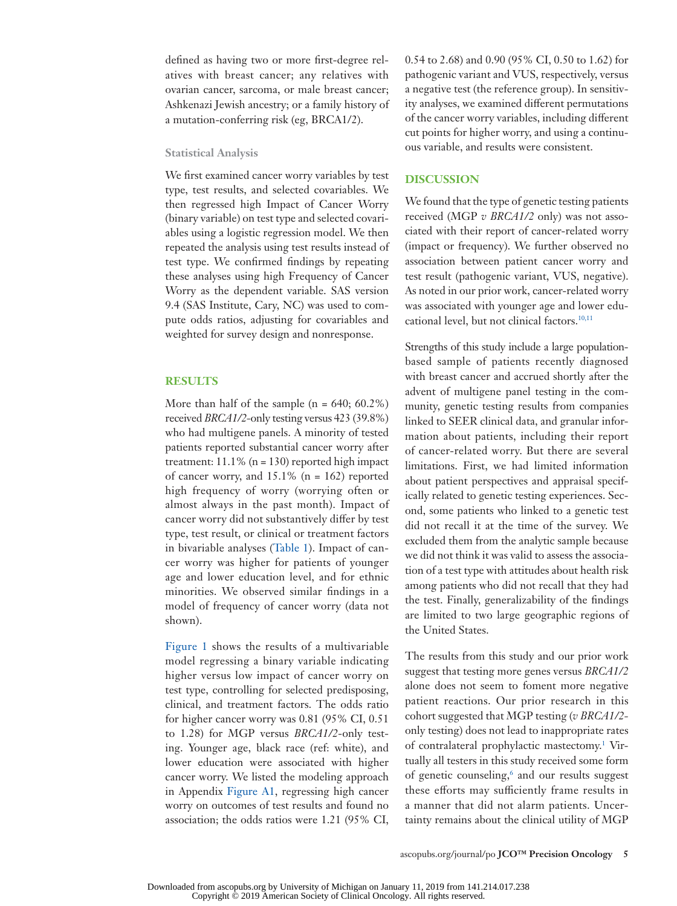defined as having two or more first-degree relatives with breast cancer; any relatives with ovarian cancer, sarcoma, or male breast cancer; Ashkenazi Jewish ancestry; or a family history of a mutation-conferring risk (eg, BRCA1/2).

### Statistical Analysis

We first examined cancer worry variables by test type, test results, and selected covariables. We then regressed high Impact of Cancer Worry (binary variable) on test type and selected covariables using a logistic regression model. We then repeated the analysis using test results instead of test type. We confirmed findings by repeating these analyses using high Frequency of Cancer Worry as the dependent variable. SAS version 9.4 (SAS Institute, Cary, NC) was used to compute odds ratios, adjusting for covariables and weighted for survey design and nonresponse.

## RESULTS

More than half of the sample (n = 640; 60.2%) received *BRCA1/2*-only testing versus 423 (39.8%) who had multigene panels. A minority of tested patients reported substantial cancer worry after treatment: 11.1% (n = 130) reported high impact of cancer worry, and 15.1% (n = 162) reported high frequency of worry (worrying often or almost always in the past month). Impact of cancer worry did not substantively differ by test type, test result, or clinical or treatment factors in bivariable analyses (Table 1). Impact of cancer worry was higher for patients of younger age and lower education level, and for ethnic minorities. We observed similar findings in a model of frequency of cancer worry (data not shown).

Figure 1 shows the results of a multivariable model regressing a binary variable indicating higher versus low impact of cancer worry on test type, controlling for selected predisposing, clinical, and treatment factors. The odds ratio for higher cancer worry was 0.81 (95% CI, 0.51 to 1.28) for MGP versus *BRCA1/2*-only testing. Younger age, black race (ref: white), and lower education were associated with higher cancer worry. We listed the modeling approach in Appendix Figure A1, regressing high cancer worry on outcomes of test results and found no association; the odds ratios were 1.21 (95% CI, 0.54 to 2.68) and 0.90 (95% CI, 0.50 to 1.62) for pathogenic variant and VUS, respectively, versus a negative test (the reference group). In sensitivity analyses, we examined different permutations of the cancer worry variables, including different cut points for higher worry, and using a continuous variable, and results were consistent.

## DISCUSSION

We found that the type of genetic testing patients received (MGP *v BRCA1/2* only) was not associated with their report of cancer-related worry (impact or frequency). We further observed no association between patient cancer worry and test result (pathogenic variant, VUS, negative). As noted in our prior work, cancer-related worry was associated with younger age and lower educational level, but not clinical factors.[10,11]

Strengths of this study include a large population-based sample of patients recently diagnosed with breast cancer and accrued shortly after the advent of multigene panel testing in the community, genetic testing results from companies linked to SEER clinical data, and granular information about patients, including their report of cancer-related worry. But there are several limitations. First, we had limited information about patient perspectives and appraisal specifically related to genetic testing experiences. Second, some patients who linked to a genetic test did not recall it at the time of the survey. We excluded them from the analytic sample because we did not think it was valid to assess the association of a test type with attitudes about health risk among patients who did not recall that they had the test. Finally, generalizability of the findings are limited to two large geographic regions of the United States.

The results from this study and our prior work suggest that testing more genes versus *BRCA1/2* alone does not seem to foment more negative patient reactions. Our prior research in this cohort suggested that MGP testing (*v BRCA1/2*-only testing) does not lead to inappropriate rates of contralateral prophylactic mastectomy.[1] Virtually all testers in this study received some form of genetic counseling,[6] and our results suggest these efforts may sufficiently frame results in a manner that did not alarm patients. Uncertainty remains about the clinical utility of MGP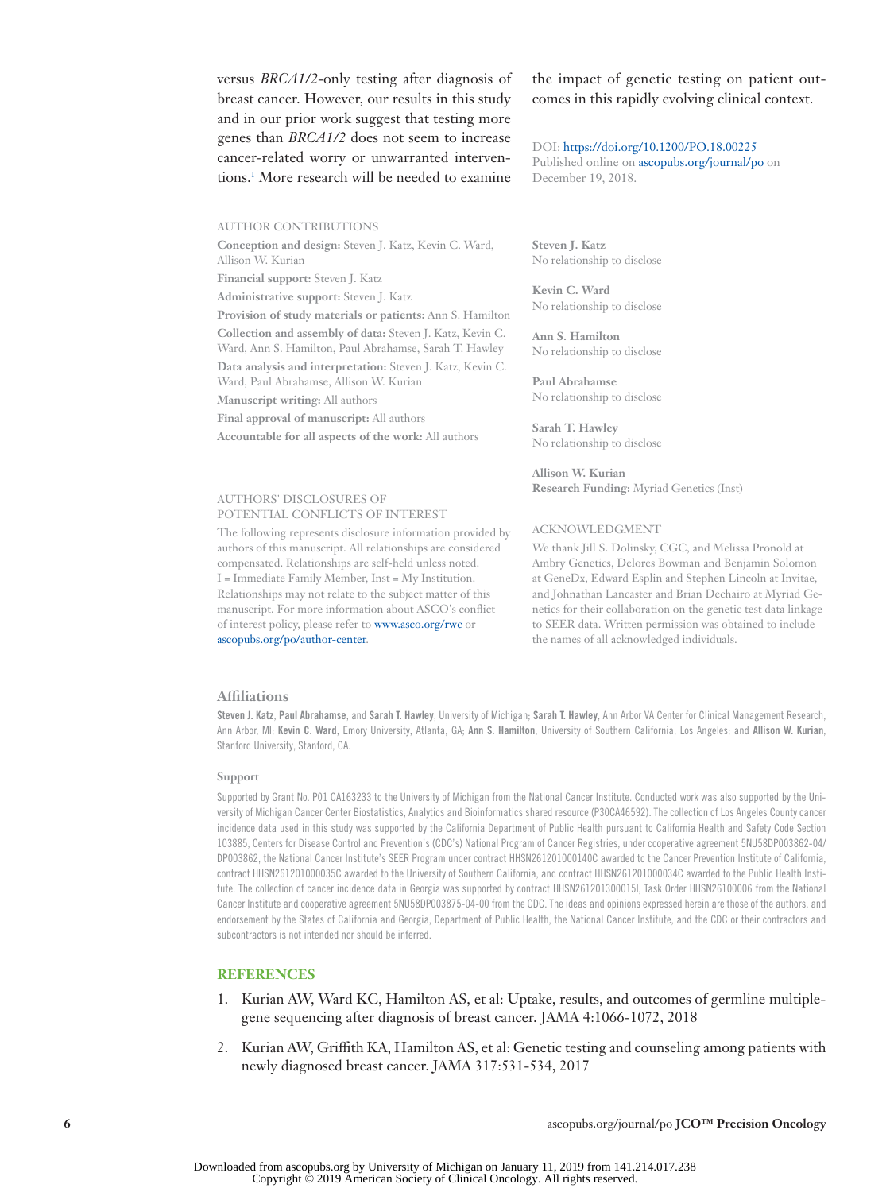versus *BRCA1/2*-only testing after diagnosis of breast cancer. However, our results in this study and in our prior work suggest that testing more genes than *BRCA1/2* does not seem to increase cancer-related worry or unwarranted interventions.[1] More research will be needed to examine the impact of genetic testing on patient outcomes in this rapidly evolving clinical context.

DOI: https://doi.org/10.1200/PO.18.00225
Published online on ascopubs.org/journal/po on December 19, 2018.

## AUTHOR CONTRIBUTIONS

**Conception and design:** Steven J. Katz, Kevin C. Ward, Allison W. Kurian

**Financial support:** Steven J. Katz

**Administrative support:** Steven J. Katz

**Provision of study materials or patients:** Ann S. Hamilton

**Collection and assembly of data:** Steven J. Katz, Kevin C. Ward, Ann S. Hamilton, Paul Abrahamse, Sarah T. Hawley

**Data analysis and interpretation:** Steven J. Katz, Kevin C. Ward, Paul Abrahamse, Allison W. Kurian

**Manuscript writing:** All authors

**Final approval of manuscript:** All authors

**Accountable for all aspects of the work:** All authors

## AUTHORS' DISCLOSURES OF POTENTIAL CONFLICTS OF INTEREST

The following represents disclosure information provided by authors of this manuscript. All relationships are considered compensated. Relationships are self-held unless noted. I = Immediate Family Member, Inst = My Institution. Relationships may not relate to the subject matter of this manuscript. For more information about ASCO's conflict of interest policy, please refer to www.asco.org/rwc or ascopubs.org/po/author-center.

**Steven J. Katz**
No relationship to disclose

**Kevin C. Ward**
No relationship to disclose

**Ann S. Hamilton**
No relationship to disclose

**Paul Abrahamse**
No relationship to disclose

**Sarah T. Hawley**
No relationship to disclose

**Allison W. Kurian**
**Research Funding:** Myriad Genetics (Inst)

## ACKNOWLEDGMENT

We thank Jill S. Dolinsky, CGC, and Melissa Pronold at Ambry Genetics, Delores Bowman and Benjamin Solomon at GeneDx, Edward Esplin and Stephen Lincoln at Invitae, and Johnathan Lancaster and Brian Dechairo at Myriad Genetics for their collaboration on the genetic test data linkage to SEER data. Written permission was obtained to include the names of all acknowledged individuals.

## Affiliations

**Steven J. Katz**, **Paul Abrahamse**, and **Sarah T. Hawley**, University of Michigan; **Sarah T. Hawley**, Ann Arbor VA Center for Clinical Management Research, Ann Arbor, MI; **Kevin C. Ward**, Emory University, Atlanta, GA; **Ann S. Hamilton**, University of Southern California, Los Angeles; and **Allison W. Kurian**, Stanford University, Stanford, CA.

### Support

Supported by Grant No. P01 CA163233 to the University of Michigan from the National Cancer Institute. Conducted work was also supported by the University of Michigan Cancer Center Biostatistics, Analytics and Bioinformatics shared resource (P30CA46592). The collection of Los Angeles County cancer incidence data used in this study was supported by the California Department of Public Health pursuant to California Health and Safety Code Section 103885, Centers for Disease Control and Prevention's (CDC's) National Program of Cancer Registries, under cooperative agreement 5NU58DP003862-04/DP003862, the National Cancer Institute's SEER Program under contract HHSN261201000140C awarded to the Cancer Prevention Institute of California, contract HHSN261201000035C awarded to the University of Southern California, and contract HHSN261201000034C awarded to the Public Health Institute. The collection of cancer incidence data in Georgia was supported by contract HHSN261201300015I, Task Order HHSN26100006 from the National Cancer Institute and cooperative agreement 5NU58DP003875-04-00 from the CDC. The ideas and opinions expressed herein are those of the authors, and endorsement by the States of California and Georgia, Department of Public Health, the National Cancer Institute, and the CDC or their contractors and subcontractors is not intended nor should be inferred.

## REFERENCES

1. Kurian AW, Ward KC, Hamilton AS, et al: Uptake, results, and outcomes of germline multiple-gene sequencing after diagnosis of breast cancer. JAMA 4:1066-1072, 2018
2. Kurian AW, Griffith KA, Hamilton AS, et al: Genetic testing and counseling among patients with newly diagnosed breast cancer. JAMA 317:531-534, 2017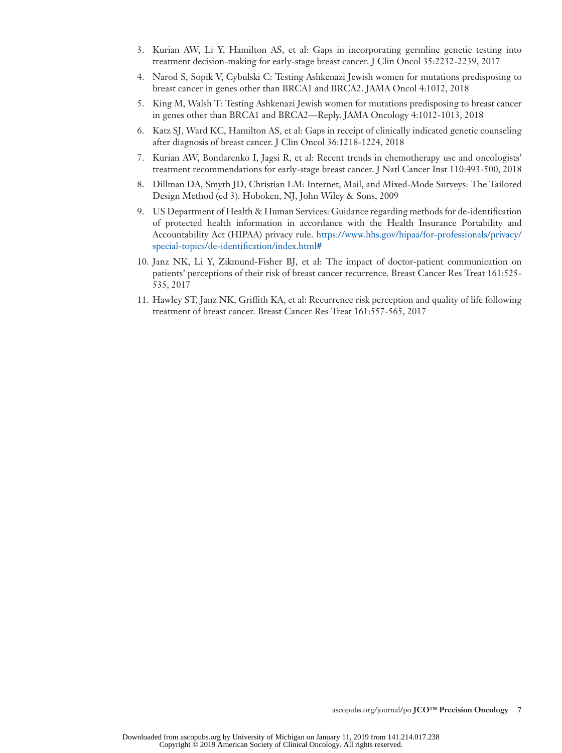3. Kurian AW, Li Y, Hamilton AS, et al: Gaps in incorporating germline genetic testing into treatment decision-making for early-stage breast cancer. J Clin Oncol 35:2232-2239, 2017
4. Narod S, Sopik V, Cybulski C: Testing Ashkenazi Jewish women for mutations predisposing to breast cancer in genes other than BRCA1 and BRCA2. JAMA Oncol 4:1012, 2018
5. King M, Walsh T: Testing Ashkenazi Jewish women for mutations predisposing to breast cancer in genes other than BRCA1 and BRCA2—Reply. JAMA Oncology 4:1012-1013, 2018
6. Katz SJ, Ward KC, Hamilton AS, et al: Gaps in receipt of clinically indicated genetic counseling after diagnosis of breast cancer. J Clin Oncol 36:1218-1224, 2018
7. Kurian AW, Bondarenko I, Jagsi R, et al: Recent trends in chemotherapy use and oncologists' treatment recommendations for early-stage breast cancer. J Natl Cancer Inst 110:493-500, 2018
8. Dillman DA, Smyth JD, Christian LM: Internet, Mail, and Mixed-Mode Surveys: The Tailored Design Method (ed 3). Hoboken, NJ, John Wiley & Sons, 2009
9. US Department of Health & Human Services: Guidance regarding methods for de-identification of protected health information in accordance with the Health Insurance Portability and Accountability Act (HIPAA) privacy rule. https://www.hhs.gov/hipaa/for-professionals/privacy/special-topics/de-identification/index.html#
10. Janz NK, Li Y, Zikmund-Fisher BJ, et al: The impact of doctor-patient communication on patients' perceptions of their risk of breast cancer recurrence. Breast Cancer Res Treat 161:525-535, 2017
11. Hawley ST, Janz NK, Griffith KA, et al: Recurrence risk perception and quality of life following treatment of breast cancer. Breast Cancer Res Treat 161:557-565, 2017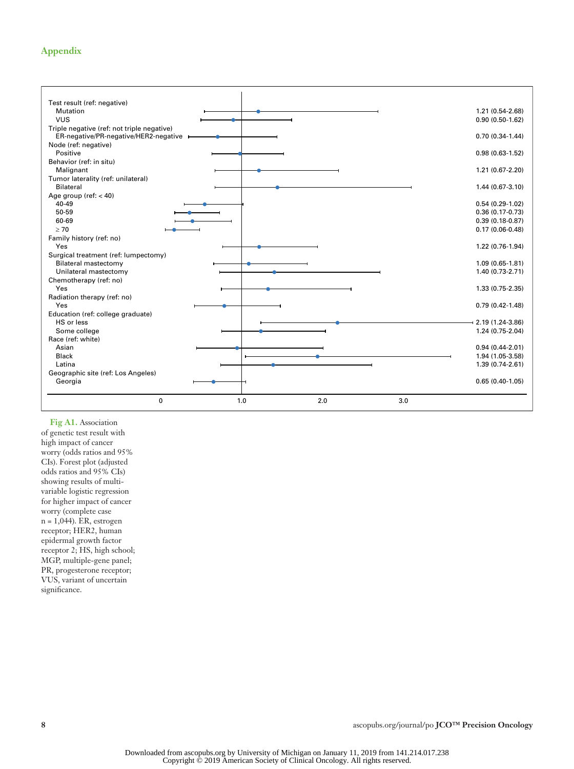## Appendix

Test result (ref: negative)
Mutation 1.21 (0.54-2.68)
VUS 0.90 (0.50-1.62)
Triple negative (ref: not triple negative)
ER-negative/PR-negative/HER2-negative 0.70 (0.34-1.44)
Node (ref: negative)
Positive 0.98 (0.63-1.52)
Behavior (ref: in situ)
Malignant 1.21 (0.67-2.20)
Tumor laterality (ref: unilateral)
Bilateral 1.44 (0.67-3.10)
Age group (ref: < 40)
40-49 0.54 (0.29-1.02)
50-59 0.36 (0.17-0.73)
60-69 0.39 (0.18-0.87)
≥ 70 0.17 (0.06-0.48)
Family history (ref: no)
Yes 1.22 (0.76-1.94)
Surgical treatment (ref: lumpectomy)
Bilateral mastectomy 1.09 (0.65-1.81)
Unilateral mastectomy 1.40 (0.73-2.71)
Chemotherapy (ref: no)
Yes 1.33 (0.75-2.35)
Radiation therapy (ref: no)
Yes 0.79 (0.42-1.48)
Education (ref: college graduate)
HS or less 2.19 (1.24-3.86)
Some college 1.24 (0.75-2.04)
Race (ref: white)
Asian 0.94 (0.44-2.01)
Black 1.94 (1.05-3.58)
Latina 1.39 (0.74-2.61)
Geographic site (ref: Los Angeles)
Georgia 0.65 (0.40-1.05)

0 1.0 2.0 3.0

**Fig A1.** Association of genetic test result with high impact of cancer worry (odds ratios and 95% CIs). Forest plot (adjusted odds ratios and 95% CIs) showing results of multivariable logistic regression for higher impact of cancer worry (complete case n = 1,044). ER, estrogen receptor; HER2, human epidermal growth factor receptor 2; HS, high school; MGP, multiple-gene panel; PR, progesterone receptor; VUS, variant of uncertain significance.